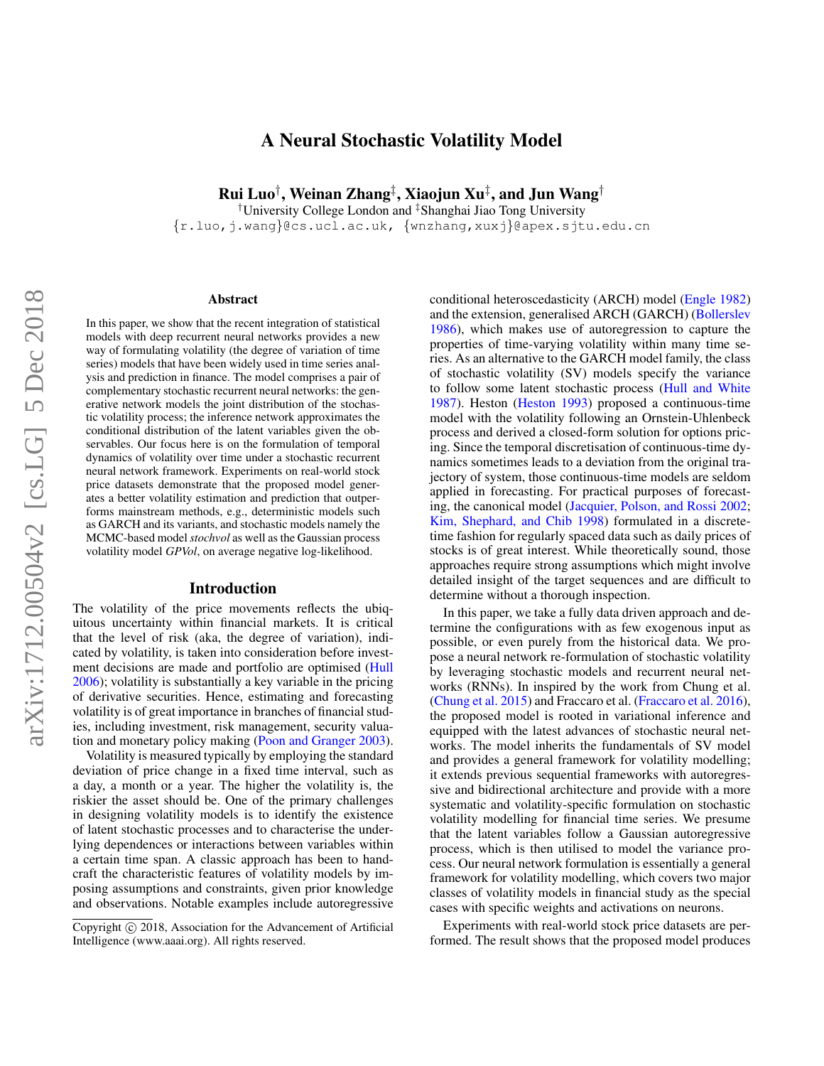# A Neural Stochastic Volatility Model

**Rui Luo[†], Weinan Zhang[‡], Xiaojun Xu[‡], and Jun Wang[†]**

[†]University College London and [‡]Shanghai Jiao Tong University

{r.luo,j.wang}@cs.ucl.ac.uk, {wnzhang,xuxj}@apex.sjtu.edu.cn

## Abstract

In this paper, we show that the recent integration of statistical models with deep recurrent neural networks provides a new way of formulating volatility (the degree of variation of time series) models that have been widely used in time series analysis and prediction in finance. The model comprises a pair of complementary stochastic recurrent neural networks: the generative network models the joint distribution of the stochastic volatility process; the inference network approximates the conditional distribution of the latent variables given the observables. Our focus here is on the formulation of temporal dynamics of volatility over time under a stochastic recurrent neural network framework. Experiments on real-world stock price datasets demonstrate that the proposed model generates a better volatility estimation and prediction that outperforms mainstream methods, e.g., deterministic models such as GARCH and its variants, and stochastic models namely the MCMC-based model *stochvol* as well as the Gaussian process volatility model *GPVol*, on average negative log-likelihood.

## Introduction

The volatility of the price movements reflects the ubiquitous uncertainty within financial markets. It is critical that the level of risk (aka, the degree of variation), indicated by volatility, is taken into consideration before investment decisions are made and portfolio are optimised (Hull 2006); volatility is substantially a key variable in the pricing of derivative securities. Hence, estimating and forecasting volatility is of great importance in branches of financial studies, including investment, risk management, security valuation and monetary policy making (Poon and Granger 2003).

Volatility is measured typically by employing the standard deviation of price change in a fixed time interval, such as a day, a month or a year. The higher the volatility is, the riskier the asset should be. One of the primary challenges in designing volatility models is to identify the existence of latent stochastic processes and to characterise the underlying dependences or interactions between variables within a certain time span. A classic approach has been to handcraft the characteristic features of volatility models by imposing assumptions and constraints, given prior knowledge and observations. Notable examples include autoregressive conditional heteroscedasticity (ARCH) model (Engle 1982) and the extension, generalised ARCH (GARCH) (Bollerslev 1986), which makes use of autoregression to capture the properties of time-varying volatility within many time series. As an alternative to the GARCH model family, the class of stochastic volatility (SV) models specify the variance to follow some latent stochastic process (Hull and White 1987). Heston (Heston 1993) proposed a continuous-time model with the volatility following an Ornstein-Uhlenbeck process and derived a closed-form solution for options pricing. Since the temporal discretisation of continuous-time dynamics sometimes leads to a deviation from the original trajectory of system, those continuous-time models are seldom applied in forecasting. For practical purposes of forecasting, the canonical model (Jacquier, Polson, and Rossi 2002; Kim, Shephard, and Chib 1998) formulated in a discrete-time fashion for regularly spaced data such as daily prices of stocks is of great interest. While theoretically sound, those approaches require strong assumptions which might involve detailed insight of the target sequences and are difficult to determine without a thorough inspection.

In this paper, we take a fully data driven approach and determine the configurations with as few exogenous input as possible, or even purely from the historical data. We propose a neural network re-formulation of stochastic volatility by leveraging stochastic models and recurrent neural networks (RNNs). In inspired by the work from Chung et al. (Chung et al. 2015) and Fraccaro et al. (Fraccaro et al. 2016), the proposed model is rooted in variational inference and equipped with the latest advances of stochastic neural networks. The model inherits the fundamentals of SV model and provides a general framework for volatility modelling; it extends previous sequential frameworks with autoregressive and bidirectional architecture and provide with a more systematic and volatility-specific formulation on stochastic volatility modelling for financial time series. We presume that the latent variables follow a Gaussian autoregressive process, which is then utilised to model the variance process. Our neural network formulation is essentially a general framework for volatility modelling, which covers two major classes of volatility models in financial study as the special cases with specific weights and activations on neurons.

Experiments with real-world stock price datasets are performed. The result shows that the proposed model produces

Copyright © 2018, Association for the Advancement of Artificial Intelligence (www.aaai.org). All rights reserved.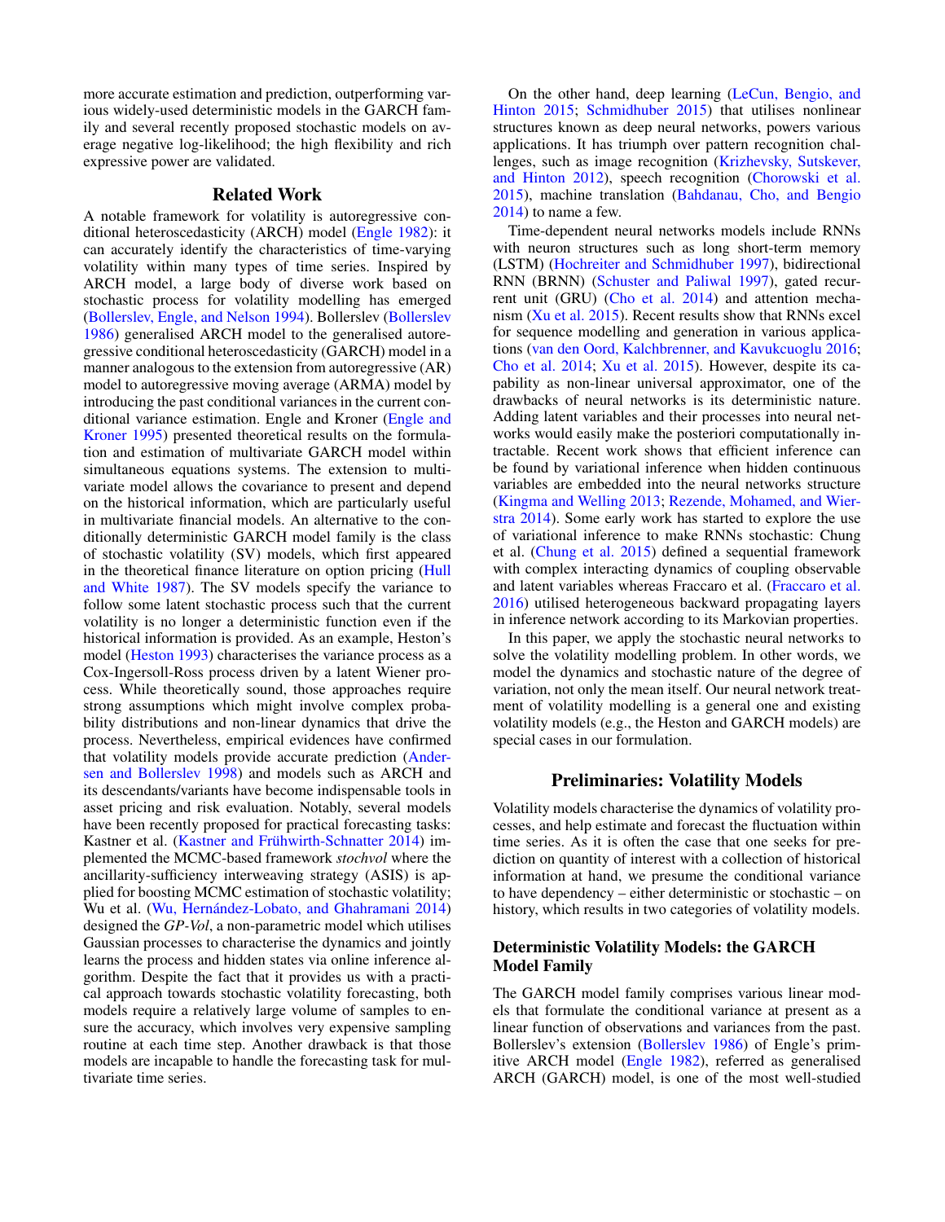more accurate estimation and prediction, outperforming various widely-used deterministic models in the GARCH family and several recently proposed stochastic models on average negative log-likelihood; the high flexibility and rich expressive power are validated.

## Related Work

A notable framework for volatility is autoregressive conditional heteroscedasticity (ARCH) model (Engle 1982): it can accurately identify the characteristics of time-varying volatility within many types of time series. Inspired by ARCH model, a large body of diverse work based on stochastic process for volatility modelling has emerged (Bollerslev, Engle, and Nelson 1994). Bollerslev (Bollerslev 1986) generalised ARCH model to the generalised autoregressive conditional heteroscedasticity (GARCH) model in a manner analogous to the extension from autoregressive (AR) model to autoregressive moving average (ARMA) model by introducing the past conditional variances in the current conditional variance estimation. Engle and Kroner (Engle and Kroner 1995) presented theoretical results on the formulation and estimation of multivariate GARCH model within simultaneous equations systems. The extension to multivariate model allows the covariance to present and depend on the historical information, which are particularly useful in multivariate financial models. An alternative to the conditionally deterministic GARCH model family is the class of stochastic volatility (SV) models, which first appeared in the theoretical finance literature on option pricing (Hull and White 1987). The SV models specify the variance to follow some latent stochastic process such that the current volatility is no longer a deterministic function even if the historical information is provided. As an example, Heston's model (Heston 1993) characterises the variance process as a Cox-Ingersoll-Ross process driven by a latent Wiener process. While theoretically sound, those approaches require strong assumptions which might involve complex probability distributions and non-linear dynamics that drive the process. Nevertheless, empirical evidences have confirmed that volatility models provide accurate prediction (Andersen and Bollerslev 1998) and models such as ARCH and its descendants/variants have become indispensable tools in asset pricing and risk evaluation. Notably, several models have been recently proposed for practical forecasting tasks: Kastner et al. (Kastner and Frühwirth-Schnatter 2014) implemented the MCMC-based framework *stochvol* where the ancillarity-sufficiency interweaving strategy (ASIS) is applied for boosting MCMC estimation of stochastic volatility; Wu et al. (Wu, Hernández-Lobato, and Ghahramani 2014) designed the *GP-Vol*, a non-parametric model which utilises Gaussian processes to characterise the dynamics and jointly learns the process and hidden states via online inference algorithm. Despite the fact that it provides us with a practical approach towards stochastic volatility forecasting, both models require a relatively large volume of samples to ensure the accuracy, which involves very expensive sampling routine at each time step. Another drawback is that those models are incapable to handle the forecasting task for multivariate time series.

On the other hand, deep learning (LeCun, Bengio, and Hinton 2015; Schmidhuber 2015) that utilises nonlinear structures known as deep neural networks, powers various applications. It has triumph over pattern recognition challenges, such as image recognition (Krizhevsky, Sutskever, and Hinton 2012), speech recognition (Chorowski et al. 2015), machine translation (Bahdanau, Cho, and Bengio 2014) to name a few.

Time-dependent neural networks models include RNNs with neuron structures such as long short-term memory (LSTM) (Hochreiter and Schmidhuber 1997), bidirectional RNN (BRNN) (Schuster and Paliwal 1997), gated recurrent unit (GRU) (Cho et al. 2014) and attention mechanism (Xu et al. 2015). Recent results show that RNNs excel for sequence modelling and generation in various applications (van den Oord, Kalchbrenner, and Kavukcuoglu 2016; Cho et al. 2014; Xu et al. 2015). However, despite its capability as non-linear universal approximator, one of the drawbacks of neural networks is its deterministic nature. Adding latent variables and their processes into neural networks would easily make the posteriori computationally intractable. Recent work shows that efficient inference can be found by variational inference when hidden continuous variables are embedded into the neural networks structure (Kingma and Welling 2013; Rezende, Mohamed, and Wierstra 2014). Some early work has started to explore the use of variational inference to make RNNs stochastic: Chung et al. (Chung et al. 2015) defined a sequential framework with complex interacting dynamics of coupling observable and latent variables whereas Fraccaro et al. (Fraccaro et al. 2016) utilised heterogeneous backward propagating layers in inference network according to its Markovian properties.

In this paper, we apply the stochastic neural networks to solve the volatility modelling problem. In other words, we model the dynamics and stochastic nature of the degree of variation, not only the mean itself. Our neural network treatment of volatility modelling is a general one and existing volatility models (e.g., the Heston and GARCH models) are special cases in our formulation.

## Preliminaries: Volatility Models

Volatility models characterise the dynamics of volatility processes, and help estimate and forecast the fluctuation within time series. As it is often the case that one seeks for prediction on quantity of interest with a collection of historical information at hand, we presume the conditional variance to have dependency – either deterministic or stochastic – on history, which results in two categories of volatility models.

### Deterministic Volatility Models: the GARCH Model Family

The GARCH model family comprises various linear models that formulate the conditional variance at present as a linear function of observations and variances from the past. Bollerslev's extension (Bollerslev 1986) of Engle's primitive ARCH model (Engle 1982), referred as generalised ARCH (GARCH) model, is one of the most well-studied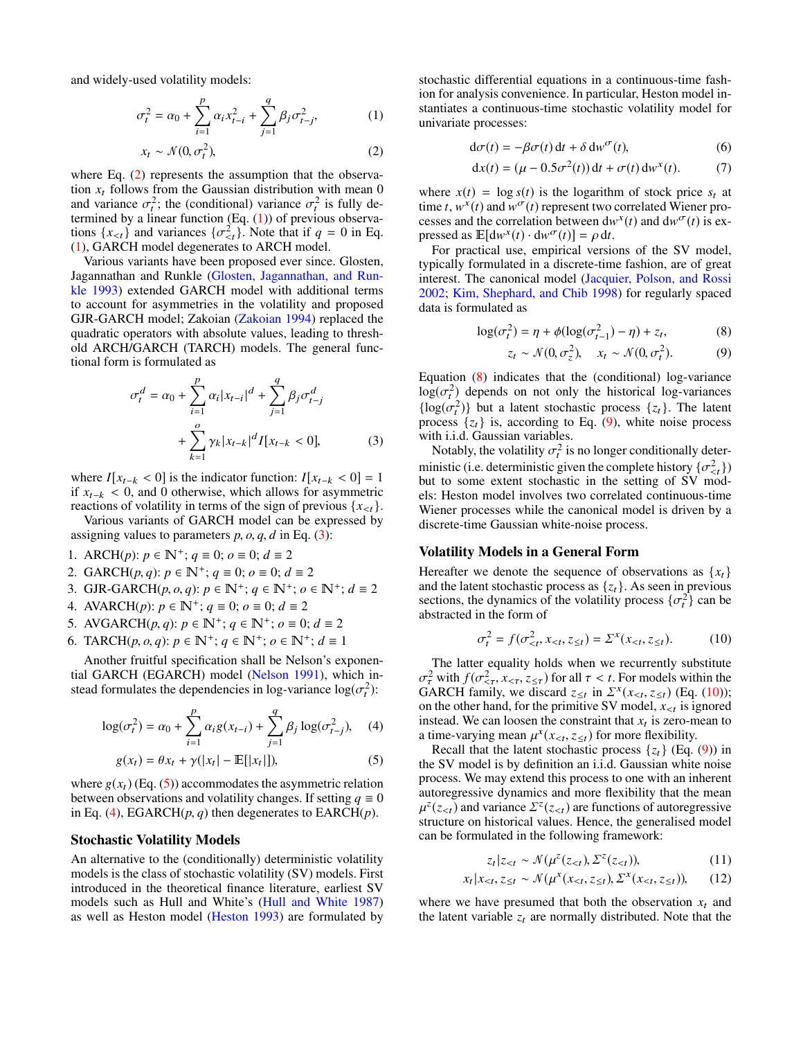and widely-used volatility models:

$$\sigma_t^2 = \alpha_0 + \sum_{i=1}^{p} \alpha_i x_{t-i}^2 + \sum_{j=1}^{q} \beta_j \sigma_{t-j}^2, \tag{1}$$

$$x_t \sim \mathcal{N}(0, \sigma_t^2), \tag{2}$$

where Eq. (2) represents the assumption that the observation $x_t$ follows from the Gaussian distribution with mean 0 and variance $\sigma_t^2$; the (conditional) variance $\sigma_t^2$ is fully determined by a linear function (Eq. (1)) of previous observations $\{x_{<t}\}$ and variances $\{\sigma_{<t}^2\}$. Note that if $q = 0$ in Eq. (1), GARCH model degenerates to ARCH model.

Various variants have been proposed ever since. Glosten, Jagannathan and Runkle (Glosten, Jagannathan, and Runkle 1993) extended GARCH model with additional terms to account for asymmetries in the volatility and proposed GJR-GARCH model; Zakoian (Zakoian 1994) replaced the quadratic operators with absolute values, leading to threshold ARCH/GARCH (TARCH) models. The general functional form is formulated as

$$\sigma_t^d = \alpha_0 + \sum_{i=1}^{p} \alpha_i |x_{t-i}|^d + \sum_{j=1}^{q} \beta_j \sigma_{t-j}^d + \sum_{k=1}^{o} \gamma_k |x_{t-k}|^d I[x_{t-k} < 0], \tag{3}$$

where $I[x_{t-k} < 0]$ is the indicator function: $I[x_{t-k} < 0] = 1$ if $x_{t-k} < 0$, and 0 otherwise, which allows for asymmetric reactions of volatility in terms of the sign of previous $\{x_{<t}\}$.

Various variants of GARCH model can be expressed by assigning values to parameters $p, o, q, d$ in Eq. (3):

1. ARCH($p$): $p \in \mathbb{N}^+$; $q \equiv 0$; $o \equiv 0$; $d \equiv 2$
2. GARCH($p, q$): $p \in \mathbb{N}^+$; $q \equiv 0$; $o \equiv 0$; $d \equiv 2$
3. GJR-GARCH($p, o, q$): $p \in \mathbb{N}^+$; $q \in \mathbb{N}^+$; $o \in \mathbb{N}^+$; $d \equiv 2$
4. AVARCH($p$): $p \in \mathbb{N}^+$; $q \equiv 0$; $o \equiv 0$; $d \equiv 2$
5. AVGARCH($p, q$): $p \in \mathbb{N}^+$; $q \in \mathbb{N}^+$; $o \equiv 0$; $d \equiv 2$
6. TARCH($p, o, q$): $p \in \mathbb{N}^+$; $q \in \mathbb{N}^+$; $o \in \mathbb{N}^+$; $d \equiv 1$

Another fruitful specification shall be Nelson's exponential GARCH (EGARCH) model (Nelson 1991), which instead formulates the dependencies in log-variance $\log(\sigma_t^2)$:

$$\log(\sigma_t^2) = \alpha_0 + \sum_{i=1}^{p} \alpha_i g(x_{t-i}) + \sum_{j=1}^{q} \beta_j \log(\sigma_{t-j}^2), \tag{4}$$

$$g(x_t) = \theta x_t + \gamma(|x_t| - \mathbb{E}[|x_t|]), \tag{5}$$

where $g(x_t)$ (Eq. (5)) accommodates the asymmetric relation between observations and volatility changes. If setting $q \equiv 0$ in Eq. (4), EGARCH($p, q$) then degenerates to EARCH($p$).

## Stochastic Volatility Models

An alternative to the (conditionally) deterministic volatility models is the class of stochastic volatility (SV) models. First introduced in the theoretical finance literature, earliest SV models such as Hull and White's (Hull and White 1987) as well as Heston model (Heston 1993) are formulated by stochastic differential equations in a continuous-time fashion for analysis convenience. In particular, Heston model instantiates a continuous-time stochastic volatility model for univariate processes:

$$\mathrm{d}\sigma(t) = -\beta\sigma(t)\,\mathrm{d}t + \delta\,\mathrm{d}w^{\sigma}(t), \tag{6}$$

$$\mathrm{d}x(t) = (\mu - 0.5\sigma^2(t))\,\mathrm{d}t + \sigma(t)\,\mathrm{d}w^{x}(t). \tag{7}$$

where $x(t) = \log s(t)$ is the logarithm of stock price $s_t$ at time $t$, $w^x(t)$ and $w^{\sigma}(t)$ represent two correlated Wiener processes and the correlation between $\mathrm{d}w^x(t)$ and $\mathrm{d}w^{\sigma}(t)$ is expressed as $\mathbb{E}[\mathrm{d}w^x(t) \cdot \mathrm{d}w^{\sigma}(t)] = \rho\,\mathrm{d}t$.

For practical use, empirical versions of the SV model, typically formulated in a discrete-time fashion, are of great interest. The canonical model (Jacquier, Polson, and Rossi 2002; Kim, Shephard, and Chib 1998) for regularly spaced data is formulated as

$$\log(\sigma_t^2) = \eta + \phi(\log(\sigma_{t-1}^2) - \eta) + z_t, \tag{8}$$

$$z_t \sim \mathcal{N}(0, \sigma_z^2), \quad x_t \sim \mathcal{N}(0, \sigma_t^2). \tag{9}$$

Equation (8) indicates that the (conditional) log-variance $\log(\sigma_t^2)$ depends on not only the historical log-variances $\{\log(\sigma_t^2)\}$ but a latent stochastic process $\{z_t\}$. The latent process $\{z_t\}$ is, according to Eq. (9), white noise process with i.i.d. Gaussian variables.

Notably, the volatility $\sigma_t^2$ is no longer conditionally deterministic (i.e. deterministic given the complete history $\{\sigma_{<t}^2\}$) but to some extent stochastic in the setting of SV models: Heston model involves two correlated continuous-time Wiener processes while the canonical model is driven by a discrete-time Gaussian white-noise process.

## Volatility Models in a General Form

Hereafter we denote the sequence of observations as $\{x_t\}$ and the latent stochastic process as $\{z_t\}$. As seen in previous sections, the dynamics of the volatility process $\{\sigma_t^2\}$ can be abstracted in the form of

$$\sigma_t^2 = f(\sigma_{<t}^2, x_{<t}, z_{\le t}) = \Sigma^x(x_{<t}, z_{\le t}). \tag{10}$$

The latter equality holds when we recurrently substitute $\sigma_\tau^2$ with $f(\sigma_{<\tau}^2, x_{<\tau}, z_{\le\tau})$ for all $\tau < t$. For models within the GARCH family, we discard $z_{\le t}$ in $\Sigma^x(x_{<t}, z_{\le t})$ (Eq. (10)); on the other hand, for the primitive SV model, $x_{<t}$ is ignored instead. We can loosen the constraint that $x_t$ is zero-mean to a time-varying mean $\mu^x(x_{<t}, z_{\le t})$ for more flexibility.

Recall that the latent stochastic process $\{z_t\}$ (Eq. (9)) in the SV model is by definition an i.i.d. Gaussian white noise process. We may extend this process to one with an inherent autoregressive dynamics and more flexibility that the mean $\mu^z(z_{<t})$ and variance $\Sigma^z(z_{<t})$ are functions of autoregressive structure on historical values. Hence, the generalised model can be formulated in the following framework:

$$z_t | z_{<t} \sim \mathcal{N}(\mu^z(z_{<t}), \Sigma^z(z_{<t})), \tag{11}$$

$$x_t | x_{<t}, z_{\le t} \sim \mathcal{N}(\mu^x(x_{<t}, z_{\le t}), \Sigma^x(x_{<t}, z_{\le t})), \tag{12}$$

where we have presumed that both the observation $x_t$ and the latent variable $z_t$ are normally distributed. Note that the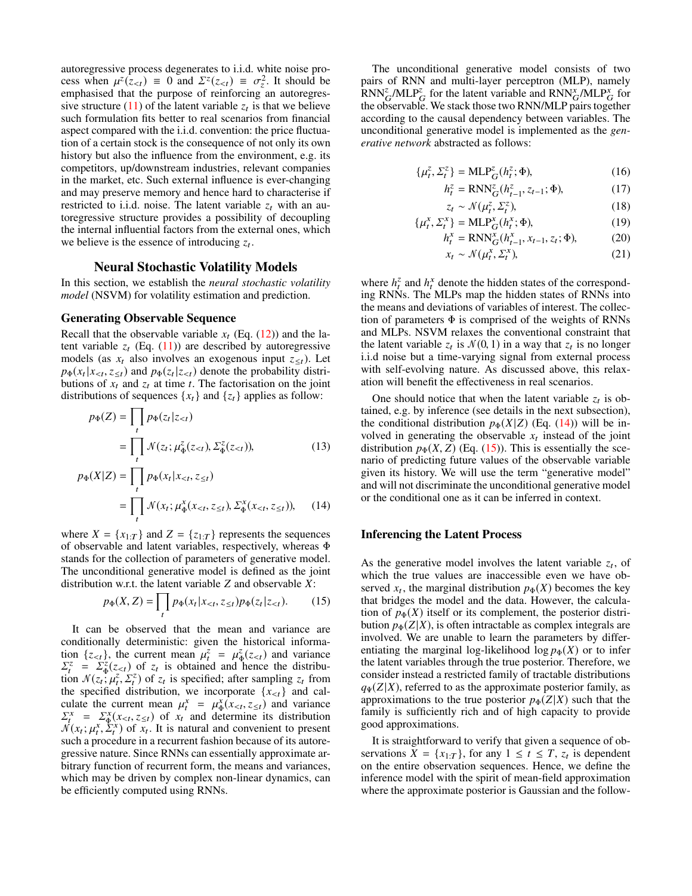autoregressive process degenerates to i.i.d. white noise process when $\mu^z(z_{<t}) \equiv 0$ and $\Sigma^z(z_{<t}) \equiv \sigma_z^2$. It should be emphasised that the purpose of reinforcing an autoregressive structure (11) of the latent variable $z_t$ is that we believe such formulation fits better to real scenarios from financial aspect compared with the i.i.d. convention: the price fluctuation of a certain stock is the consequence of not only its own history but also the influence from the environment, e.g. its competitors, up/downstream industries, relevant companies in the market, etc. Such external influence is ever-changing and may preserve memory and hence hard to characterise if restricted to i.i.d. noise. The latent variable $z_t$ with an autoregressive structure provides a possibility of decoupling the internal influential factors from the external ones, which we believe is the essence of introducing $z_t$.

## Neural Stochastic Volatility Models

In this section, we establish the *neural stochastic volatility model* (NSVM) for volatility estimation and prediction.

### Generating Observable Sequence

Recall that the observable variable $x_t$ (Eq. (12)) and the latent variable $z_t$ (Eq. (11)) are described by autoregressive models (as $x_t$ also involves an exogenous input $z_{\leq t}$). Let $p_\Phi(x_t|x_{<t}, z_{\leq t})$ and $p_\Phi(z_t|z_{<t})$ denote the probability distributions of $x_t$ and $z_t$ at time $t$. The factorisation on the joint distributions of sequences $\{x_t\}$ and $\{z_t\}$ applies as follow:

$$
\begin{aligned}
p_\Phi(Z) &= \prod_t p_\Phi(z_t|z_{<t}) \\
&= \prod_t \mathcal{N}(z_t; \mu_\Phi^z(z_{<t}), \Sigma_\Phi^z(z_{<t})), \qquad (13)\\
p_\Phi(X|Z) &= \prod_t p_\Phi(x_t|x_{<t}, z_{\leq t}) \\
&= \prod_t \mathcal{N}(x_t; \mu_\Phi^x(x_{<t}, z_{\leq t}), \Sigma_\Phi^x(x_{<t}, z_{\leq t})), \qquad (14)
\end{aligned}
$$

where $X = \{x_{1:T}\}$ and $Z = \{z_{1:T}\}$ represents the sequences of observable and latent variables, respectively, whereas $\Phi$ stands for the collection of parameters of generative model. The unconditional generative model is defined as the joint distribution w.r.t. the latent variable $Z$ and observable $X$:

$$
p_\Phi(X, Z) = \prod_t p_\Phi(x_t|x_{<t}, z_{\leq t}) p_\Phi(z_t|z_{<t}). \qquad (15)
$$

It can be observed that the mean and variance are conditionally deterministic: given the historical information $\{z_{<t}\}$, the current mean $\mu_t^z = \mu_\Phi^z(z_{<t})$ and variance $\Sigma_t^z = \Sigma_\Phi^z(z_{<t})$ of $z_t$ is obtained and hence the distribution $\mathcal{N}(z_t; \mu_t^z, \Sigma_t^z)$ of $z_t$ is specified; after sampling $z_t$ from the specified distribution, we incorporate $\{x_{<t}\}$ and calculate the current mean $\mu_t^x = \mu_\Phi^x(x_{<t}, z_{\leq t})$ and variance $\Sigma_t^x = \Sigma_\Phi^x(x_{<t}, z_{\leq t})$ of $x_t$ and determine its distribution $\mathcal{N}(x_t; \mu_t^x, \Sigma_t^x)$ of $x_t$. It is natural and convenient to present such a procedure in a recurrent fashion because of its autoregressive nature. Since RNNs can essentially approximate arbitrary function of recurrent form, the means and variances, which may be driven by complex non-linear dynamics, can be efficiently computed using RNNs.

The unconditional generative model consists of two pairs of RNN and multi-layer perceptron (MLP), namely $\text{RNN}_G^z/\text{MLP}_G^z$ for the latent variable and $\text{RNN}_G^x/\text{MLP}_G^x$ for the observable. We stack those two RNN/MLP pairs together according to the causal dependency between variables. The unconditional generative model is implemented as the *generative network* abstracted as follows:

$$
\begin{aligned}
\{\mu_t^z, \Sigma_t^z\} &= \text{MLP}_G^z(h_t^z; \Phi), &(16)\\
h_t^z &= \text{RNN}_G^z(h_{t-1}^z, z_{t-1}; \Phi), &(17)\\
z_t &\sim \mathcal{N}(\mu_t^z, \Sigma_t^z), &(18)\\
\{\mu_t^x, \Sigma_t^x\} &= \text{MLP}_G^x(h_t^x; \Phi), &(19)\\
h_t^x &= \text{RNN}_G^x(h_{t-1}^x, x_{t-1}, z_t; \Phi), &(20)\\
x_t &\sim \mathcal{N}(\mu_t^x, \Sigma_t^x), &(21)
\end{aligned}
$$

where $h_t^z$ and $h_t^x$ denote the hidden states of the corresponding RNNs. The MLPs map the hidden states of RNNs into the means and deviations of variables of interest. The collection of parameters $\Phi$ is comprised of the weights of RNNs and MLPs. NSVM relaxes the conventional constraint that the latent variable $z_t$ is $\mathcal{N}(0, 1)$ in a way that $z_t$ is no longer i.i.d noise but a time-varying signal from external process with self-evolving nature. As discussed above, this relaxation will benefit the effectiveness in real scenarios.

One should notice that when the latent variable $z_t$ is obtained, e.g. by inference (see details in the next subsection), the conditional distribution $p_\Phi(X|Z)$ (Eq. (14)) will be involved in generating the observable $x_t$ instead of the joint distribution $p_\Phi(X, Z)$ (Eq. (15)). This is essentially the scenario of predicting future values of the observable variable given its history. We will use the term "generative model" and will not discriminate the unconditional generative model or the conditional one as it can be inferred in context.

### Inferencing the Latent Process

As the generative model involves the latent variable $z_t$, of which the true values are inaccessible even we have observed $x_t$, the marginal distribution $p_\Phi(X)$ becomes the key that bridges the model and the data. However, the calculation of $p_\Phi(X)$ itself or its complement, the posterior distribution $p_\Phi(Z|X)$, is often intractable as complex integrals are involved. We are unable to learn the parameters by differentiating the marginal log-likelihood $\log p_\Phi(X)$ or to infer the latent variables through the true posterior. Therefore, we consider instead a restricted family of tractable distributions $q_\Psi(Z|X)$, referred to as the approximate posterior family, as approximations to the true posterior $p_\Phi(Z|X)$ such that the family is sufficiently rich and of high capacity to provide good approximations.

It is straightforward to verify that given a sequence of observations $X = \{x_{1:T}\}$, for any $1 \leq t \leq T$, $z_t$ is dependent on the entire observation sequences. Hence, we define the inference model with the spirit of mean-field approximation where the approximate posterior is Gaussian and the follow-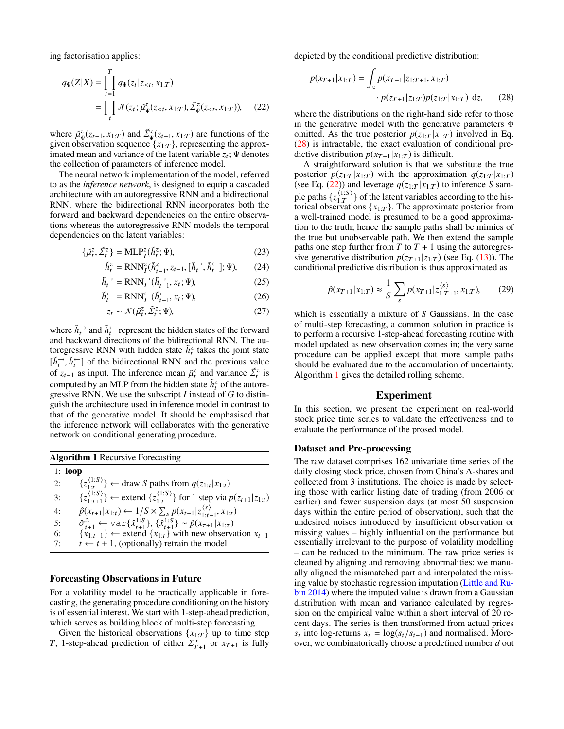ing factorisation applies:

$$
\begin{aligned}
q_\Psi(Z|X) &= \prod_{t=1}^{T} q_\Psi(z_t|z_{<t}, x_{1:T}) \\
&= \prod_{t} \mathcal{N}(z_t; \tilde{\mu}^z_\Psi(z_{<t}, x_{1:T}), \tilde{\Sigma}^z_\Psi(z_{<t}, x_{1:T})), \qquad (22)
\end{aligned}
$$

where $\tilde{\mu}^z_\Psi(z_{t-1}, x_{1:T})$ and $\tilde{\Sigma}^z_\Psi(z_{t-1}, x_{1:T})$ are functions of the given observation sequence $\{x_{1:T}\}$, representing the approximated mean and variance of the latent variable $z_t$; $\Psi$ denotes the collection of parameters of inference model.

The neural network implementation of the model, referred to as the *inference network*, is designed to equip a cascaded architecture with an autoregressive RNN and a bidirectional RNN, where the bidirectional RNN incorporates both the forward and backward dependencies on the entire observations whereas the autoregressive RNN models the temporal dependencies on the latent variables:

$$
\begin{aligned}
\{\tilde{\mu}^z_t, \tilde{\Sigma}^z_t\} &= \mathrm{MLP}^z_I(\tilde{h}^z_t; \Psi), && (23)\\
\tilde{h}^z_t &= \mathrm{RNN}^z_I(\tilde{h}^z_{t-1}, z_{t-1}, [\tilde{h}^{\rightarrow}_t, \tilde{h}^{\leftarrow}_t]; \Psi), && (24)\\
\tilde{h}^{\rightarrow}_t &= \mathrm{RNN}^{\rightarrow}_I(\tilde{h}^{\rightarrow}_{t-1}, x_t; \Psi), && (25)\\
\tilde{h}^{\leftarrow}_t &= \mathrm{RNN}^{\leftarrow}_I(\tilde{h}^{\leftarrow}_{t+1}, x_t; \Psi), && (26)\\
z_t &\sim \mathcal{N}(\tilde{\mu}^z_t, \tilde{\Sigma}^z_t; \Psi), && (27)
\end{aligned}
$$

where $\tilde{h}^{\rightarrow}_t$ and $\tilde{h}^{\leftarrow}_t$ represent the hidden states of the forward and backward directions of the bidirectional RNN. The autoregressive RNN with hidden state $\tilde{h}^z_t$ takes the joint state $[\tilde{h}^{\rightarrow}_t, \tilde{h}^{\leftarrow}_t]$ of the bidirectional RNN and the previous value of $z_{t-1}$ as input. The inference mean $\tilde{\mu}^z_t$ and variance $\tilde{\Sigma}^z_t$ is computed by an MLP from the hidden state $\tilde{h}^z_t$ of the autoregressive RNN. We use the subscript $I$ instead of $G$ to distinguish the architecture used in inference model in contrast to that of the generative model. It should be emphasised that the inference network will collaborates with the generative network on conditional generating procedure.

**Algorithm 1** Recursive Forecasting

```
1: loop
2:   {z_{1:t}^{⟨1:S⟩}} ← draw S paths from q(z_{1:t}|x_{1:t})
3:   {z_{1:t+1}^{⟨1:S⟩}} ← extend {z_{1:t}^{⟨1:S⟩}} for 1 step via p(z_{t+1}|z_{1:t})
4:   p̂(x_{t+1}|x_{1:t}) ← 1/S × Σ_s p(x_{t+1}|z_{1:t+1}^{⟨s⟩}, x_{1:t})
5:   σ̂²_{t+1} ← var{x̂_{t+1}^{1:S}}, {x̂_{t+1}^{1:S}} ~ p̂(x_{τ+1}|x_{1:τ})
6:   {x_{1:t+1}} ← extend {x_{1:t}} with new observation x_{t+1}
7:   t ← t + 1, (optionally) retrain the model
```

### Forecasting Observations in Future

For a volatility model to be practically applicable in forecasting, the generating procedure conditioning on the history is of essential interest. We start with 1-step-ahead prediction, which serves as building block of multi-step forecasting.

Given the historical observations $\{x_{1:T}\}$ up to time step $T$, 1-step-ahead prediction of either $\Sigma^x_{T+1}$ or $x_{T+1}$ is fully depicted by the conditional predictive distribution:

$$
\begin{aligned}
p(x_{T+1}|x_{1:T}) = \int_z & p(x_{T+1}|z_{1:T+1}, x_{1:T}) \\
& \cdot p(z_{T+1}|z_{1:T}) p(z_{1:T}|x_{1:T}) \, \mathrm{d}z, \qquad (28)
\end{aligned}
$$

where the distributions on the right-hand side refer to those in the generative model with the generative parameters $\Phi$ omitted. As the true posterior $p(z_{1:T}|x_{1:T})$ involved in Eq. (28) is intractable, the exact evaluation of conditional predictive distribution $p(x_{T+1}|x_{1:T})$ is difficult.

A straightforward solution is that we substitute the true posterior $p(z_{1:T}|x_{1:T})$ with the approximation $q(z_{1:T}|x_{1:T})$ (see Eq. (22)) and leverage $q(z_{1:T}|x_{1:T})$ to inference $S$ sample paths $\{z^{\langle 1:S\rangle}_{1:T}\}$ of the latent variables according to the historical observations $\{x_{1:T}\}$. The approximate posterior from a well-trained model is presumed to be a good approximation to the truth; hence the sample paths shall be mimics of the true but unobservable path. We then extend the sample paths one step further from $T$ to $T+1$ using the autoregressive generative distribution $p(z_{T+1}|z_{1:T})$ (see Eq. (13)). The conditional predictive distribution is thus approximated as

$$
\hat{p}(x_{T+1}|x_{1:T}) \approx \frac{1}{S} \sum_s p(x_{T+1}|z^{\langle s\rangle}_{1:T+1}, x_{1:T}), \qquad (29)
$$

which is essentially a mixture of $S$ Gaussians. In the case of multi-step forecasting, a common solution in practice is to perform a recursive 1-step-ahead forecasting routine with model updated as new observation comes in; the very same procedure can be applied except that more sample paths should be evaluated due to the accumulation of uncertainty. Algorithm 1 gives the detailed rolling scheme.

## Experiment

In this section, we present the experiment on real-world stock price time series to validate the effectiveness and to evaluate the performance of the prosed model.

### Dataset and Pre-processing

The raw dataset comprises 162 univariate time series of the daily closing stock price, chosen from China's A-shares and collected from 3 institutions. The choice is made by selecting those with earlier listing date of trading (from 2006 or earlier) and fewer suspension days (at most 50 suspension days within the entire period of observation), such that the undesired noises introduced by insufficient observation or missing values – highly influential on the performance but essentially irrelevant to the purpose of volatility modelling – can be reduced to the minimum. The raw price series is cleaned by aligning and removing abnormalities: we manually aligned the mismatched part and interpolated the missing value by stochastic regression imputation (Little and Rubin 2014) where the imputed value is drawn from a Gaussian distribution with mean and variance calculated by regression on the empirical value within a short interval of 20 recent days. The series is then transformed from actual prices $s_t$ into log-returns $x_t = \log(s_t/s_{t-1})$ and normalised. Moreover, we combinatorically choose a predefined number $d$ out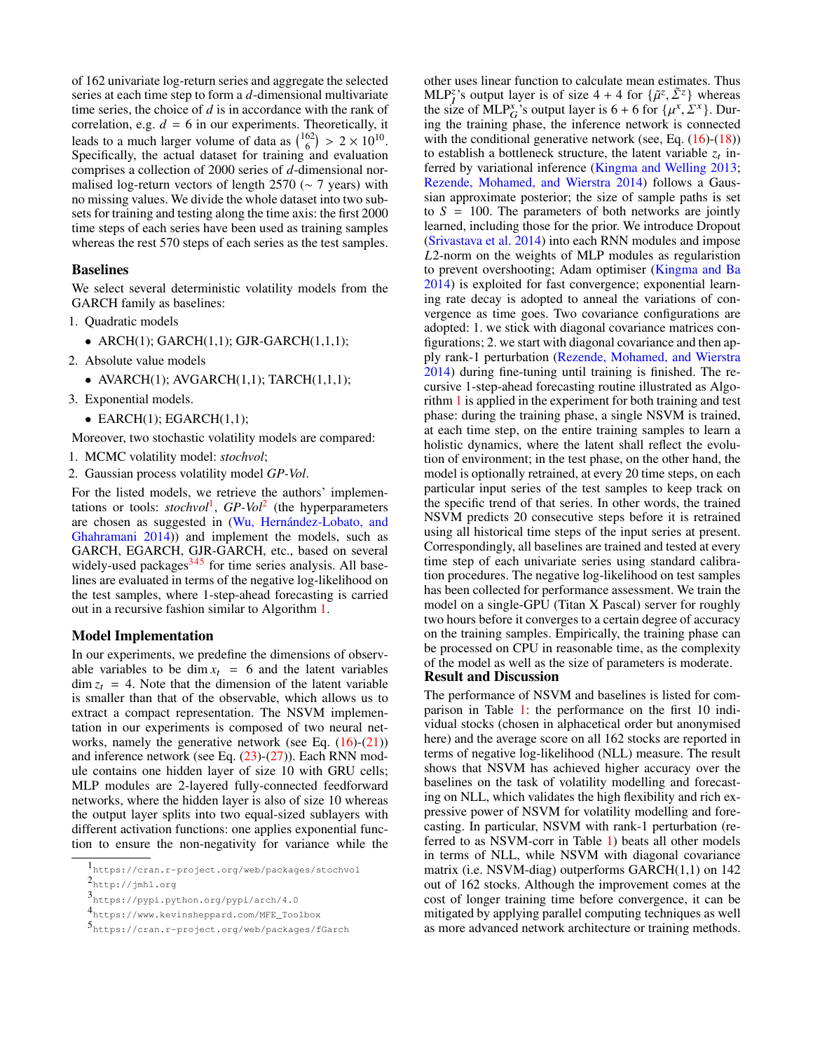of 162 univariate log-return series and aggregate the selected series at each time step to form a $d$-dimensional multivariate time series, the choice of $d$ is in accordance with the rank of correlation, e.g. $d = 6$ in our experiments. Theoretically, it leads to a much larger volume of data as $\binom{162}{6} > 2 \times 10^{10}$. Specifically, the actual dataset for training and evaluation comprises a collection of 2000 series of $d$-dimensional normalised log-return vectors of length 2570 ($\sim$ 7 years) with no missing values. We divide the whole dataset into two subsets for training and testing along the time axis: the first 2000 time steps of each series have been used as training samples whereas the rest 570 steps of each series as the test samples.

## Baselines

We select several deterministic volatility models from the GARCH family as baselines:

1. Quadratic models
   - ARCH(1); GARCH(1,1); GJR-GARCH(1,1,1);
2. Absolute value models
   - AVARCH(1); AVGARCH(1,1); TARCH(1,1,1);
3. Exponential models.
   - EARCH(1); EGARCH(1,1);

Moreover, two stochastic volatility models are compared:

1. MCMC volatility model: *stochvol*;
2. Gaussian process volatility model *GP-Vol*.

For the listed models, we retrieve the authors' implementations or tools: *stochvol*[1], *GP-Vol*[2] (the hyperparameters are chosen as suggested in (Wu, Hernández-Lobato, and Ghahramani 2014)) and implement the models, such as GARCH, EGARCH, GJR-GARCH, etc., based on several widely-used packages[3,4,5] for time series analysis. All baselines are evaluated in terms of the negative log-likelihood on the test samples, where 1-step-ahead forecasting is carried out in a recursive fashion similar to Algorithm 1.

## Model Implementation

In our experiments, we predefine the dimensions of observable variables to be $\dim x_t = 6$ and the latent variables $\dim z_t = 4$. Note that the dimension of the latent variable is smaller than that of the observable, which allows us to extract a compact representation. The NSVM implementation in our experiments is composed of two neural networks, namely the generative network (see Eq. (16)-(21)) and inference network (see Eq. (23)-(27)). Each RNN module contains one hidden layer of size 10 with GRU cells; MLP modules are 2-layered fully-connected feedforward networks, where the hidden layer is also of size 10 whereas the output layer splits into two equal-sized sublayers with different activation functions: one applies exponential function to ensure the non-negativity for variance while the other uses linear function to calculate mean estimates. Thus $\text{MLP}_I^z$'s output layer is of size 4 + 4 for $\{\tilde{\mu}^z, \tilde{\Sigma}^z\}$ whereas the size of $\text{MLP}_G^x$'s output layer is 6 + 6 for $\{\mu^x, \Sigma^x\}$. During the training phase, the inference network is connected with the conditional generative network (see, Eq. (16)-(18)) to establish a bottleneck structure, the latent variable $z_t$ inferred by variational inference (Kingma and Welling 2013; Rezende, Mohamed, and Wierstra 2014) follows a Gaussian approximate posterior; the size of sample paths is set to $S = 100$. The parameters of both networks are jointly learned, including those for the prior. We introduce Dropout (Srivastava et al. 2014) into each RNN modules and impose $L2$-norm on the weights of MLP modules as regularistion to prevent overshooting; Adam optimiser (Kingma and Ba 2014) is exploited for fast convergence; exponential learning rate decay is adopted to anneal the variations of convergence as time goes. Two covariance configurations are adopted: 1. we stick with diagonal covariance matrices configurations; 2. we start with diagonal covariance and then apply rank-1 perturbation (Rezende, Mohamed, and Wierstra 2014) during fine-tuning until training is finished. The recursive 1-step-ahead forecasting routine illustrated as Algorithm 1 is applied in the experiment for both training and test phase: during the training phase, a single NSVM is trained, at each time step, on the entire training samples to learn a holistic dynamics, where the latent shall reflect the evolution of environment; in the test phase, on the other hand, the model is optionally retrained, at every 20 time steps, on each particular input series of the test samples to keep track on the specific trend of that series. In other words, the trained NSVM predicts 20 consecutive steps before it is retrained using all historical time steps of the input series at present. Correspondingly, all baselines are trained and tested at every time step of each univariate series using standard calibration procedures. The negative log-likelihood on test samples has been collected for performance assessment. We train the model on a single-GPU (Titan X Pascal) server for roughly two hours before it converges to a certain degree of accuracy on the training samples. Empirically, the training phase can be processed on CPU in reasonable time, as the complexity of the model as well as the size of parameters is moderate.

## Result and Discussion

The performance of NSVM and baselines is listed for comparison in Table 1: the performance on the first 10 individual stocks (chosen in alphacetical order but anonymised here) and the average score on all 162 stocks are reported in terms of negative log-likelihood (NLL) measure. The result shows that NSVM has achieved higher accuracy over the baselines on the task of volatility modelling and forecasting on NLL, which validates the high flexibility and rich expressive power of NSVM for volatility modelling and forecasting. In particular, NSVM with rank-1 perturbation (referred to as NSVM-corr in Table 1) beats all other models in terms of NLL, while NSVM with diagonal covariance matrix (i.e. NSVM-diag) outperforms GARCH(1,1) on 142 out of 162 stocks. Although the improvement comes at the cost of longer training time before convergence, it can be mitigated by applying parallel computing techniques as well as more advanced network architecture or training methods.

---

[1] https://cran.r-project.org/web/packages/stochvol

[2] http://jmhl.org

[3] https://pypi.python.org/pypi/arch/4.0

[4] https://www.kevinsheppard.com/MFE_Toolbox

[5] https://cran.r-project.org/web/packages/fGarch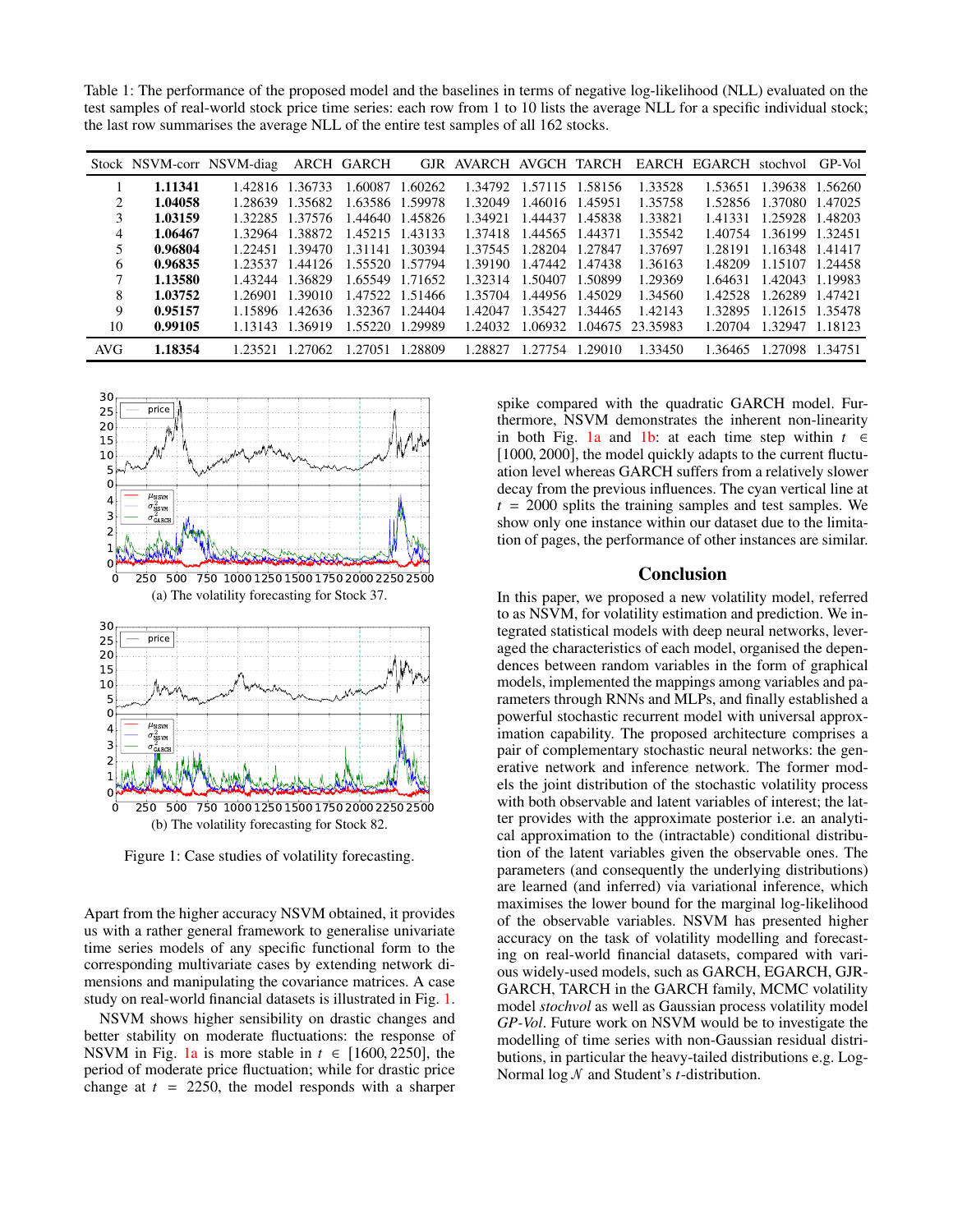Table 1: The performance of the proposed model and the baselines in terms of negative log-likelihood (NLL) evaluated on the test samples of real-world stock price time series: each row from 1 to 10 lists the average NLL for a specific individual stock; the last row summarises the average NLL of the entire test samples of all 162 stocks.

| Stock | NSVM-corr | NSVM-diag | ARCH | GARCH | GJR | AVARCH | AVGCH | TARCH | EARCH | EGARCH | stochvol | GP-Vol |
|---|---|---|---|---|---|---|---|---|---|---|---|---|
| 1 | **1.11341** | 1.42816 | 1.36733 | 1.60087 | 1.60262 | 1.34792 | 1.57115 | 1.58156 | 1.33528 | 1.53651 | 1.39638 | 1.56260 |
| 2 | **1.04058** | 1.28639 | 1.35682 | 1.63586 | 1.59978 | 1.32049 | 1.46016 | 1.45951 | 1.35758 | 1.52856 | 1.37080 | 1.47025 |
| 3 | **1.03159** | 1.32285 | 1.37576 | 1.44640 | 1.45826 | 1.34921 | 1.44437 | 1.45838 | 1.33821 | 1.41331 | 1.25928 | 1.48203 |
| 4 | **1.06467** | 1.32964 | 1.38872 | 1.45215 | 1.43133 | 1.37418 | 1.44565 | 1.44371 | 1.35542 | 1.40754 | 1.36199 | 1.32451 |
| 5 | **0.96804** | 1.22451 | 1.39470 | 1.31141 | 1.30394 | 1.37545 | 1.28204 | 1.27847 | 1.37697 | 1.28191 | 1.16348 | 1.41417 |
| 6 | **0.96835** | 1.23537 | 1.44126 | 1.55520 | 1.57794 | 1.39190 | 1.47442 | 1.47438 | 1.36163 | 1.48209 | 1.15107 | 1.24458 |
| 7 | **1.13580** | 1.43244 | 1.36829 | 1.65549 | 1.71652 | 1.32314 | 1.50407 | 1.50899 | 1.29369 | 1.64631 | 1.42043 | 1.19983 |
| 8 | **1.03752** | 1.26901 | 1.39010 | 1.47522 | 1.51466 | 1.35704 | 1.44956 | 1.45029 | 1.34560 | 1.42528 | 1.26289 | 1.47421 |
| 9 | **0.95157** | 1.15896 | 1.42636 | 1.32367 | 1.24404 | 1.42047 | 1.35427 | 1.34465 | 1.42143 | 1.32895 | 1.12615 | 1.35478 |
| 10 | **0.99105** | 1.13143 | 1.36919 | 1.55220 | 1.29989 | 1.24032 | 1.06932 | 1.04675 | 23.35983 | 1.20704 | 1.32947 | 1.18123 |
| AVG | **1.18354** | 1.23521 | 1.27062 | 1.27051 | 1.28809 | 1.28827 | 1.27754 | 1.29010 | 1.33450 | 1.36465 | 1.27098 | 1.34751 |

(a) The volatility forecasting for Stock 37.

(b) The volatility forecasting for Stock 82.

Figure 1: Case studies of volatility forecasting.

Apart from the higher accuracy NSVM obtained, it provides us with a rather general framework to generalise univariate time series models of any specific functional form to the corresponding multivariate cases by extending network dimensions and manipulating the covariance matrices. A case study on real-world financial datasets is illustrated in Fig. 1.

NSVM shows higher sensibility on drastic changes and better stability on moderate fluctuations: the response of NSVM in Fig. 1a is more stable in $t \in [1600, 2250]$, the period of moderate price fluctuation; while for drastic price change at $t = 2250$, the model responds with a sharper spike compared with the quadratic GARCH model. Furthermore, NSVM demonstrates the inherent non-linearity in both Fig. 1a and 1b: at each time step within $t \in [1000, 2000]$, the model quickly adapts to the current fluctuation level whereas GARCH suffers from a relatively slower decay from the previous influences. The cyan vertical line at $t = 2000$ splits the training samples and test samples. We show only one instance within our dataset due to the limitation of pages, the performance of other instances are similar.

## Conclusion

In this paper, we proposed a new volatility model, referred to as NSVM, for volatility estimation and prediction. We integrated statistical models with deep neural networks, leveraged the characteristics of each model, organised the dependences between random variables in the form of graphical models, implemented the mappings among variables and parameters through RNNs and MLPs, and finally established a powerful stochastic recurrent model with universal approximation capability. The proposed architecture comprises a pair of complementary stochastic neural networks: the generative network and inference network. The former models the joint distribution of the stochastic volatility process with both observable and latent variables of interest; the latter provides with the approximate posterior i.e. an analytical approximation to the (intractable) conditional distribution of the latent variables given the observable ones. The parameters (and consequently the underlying distributions) are learned (and inferred) via variational inference, which maximises the lower bound for the marginal log-likelihood of the observable variables. NSVM has presented higher accuracy on the task of volatility modelling and forecasting on real-world financial datasets, compared with various widely-used models, such as GARCH, EGARCH, GJR-GARCH, TARCH in the GARCH family, MCMC volatility model *stochvol* as well as Gaussian process volatility model *GP-Vol*. Future work on NSVM would be to investigate the modelling of time series with non-Gaussian residual distributions, in particular the heavy-tailed distributions e.g. Log-Normal $\log \mathcal{N}$ and Student's $t$-distribution.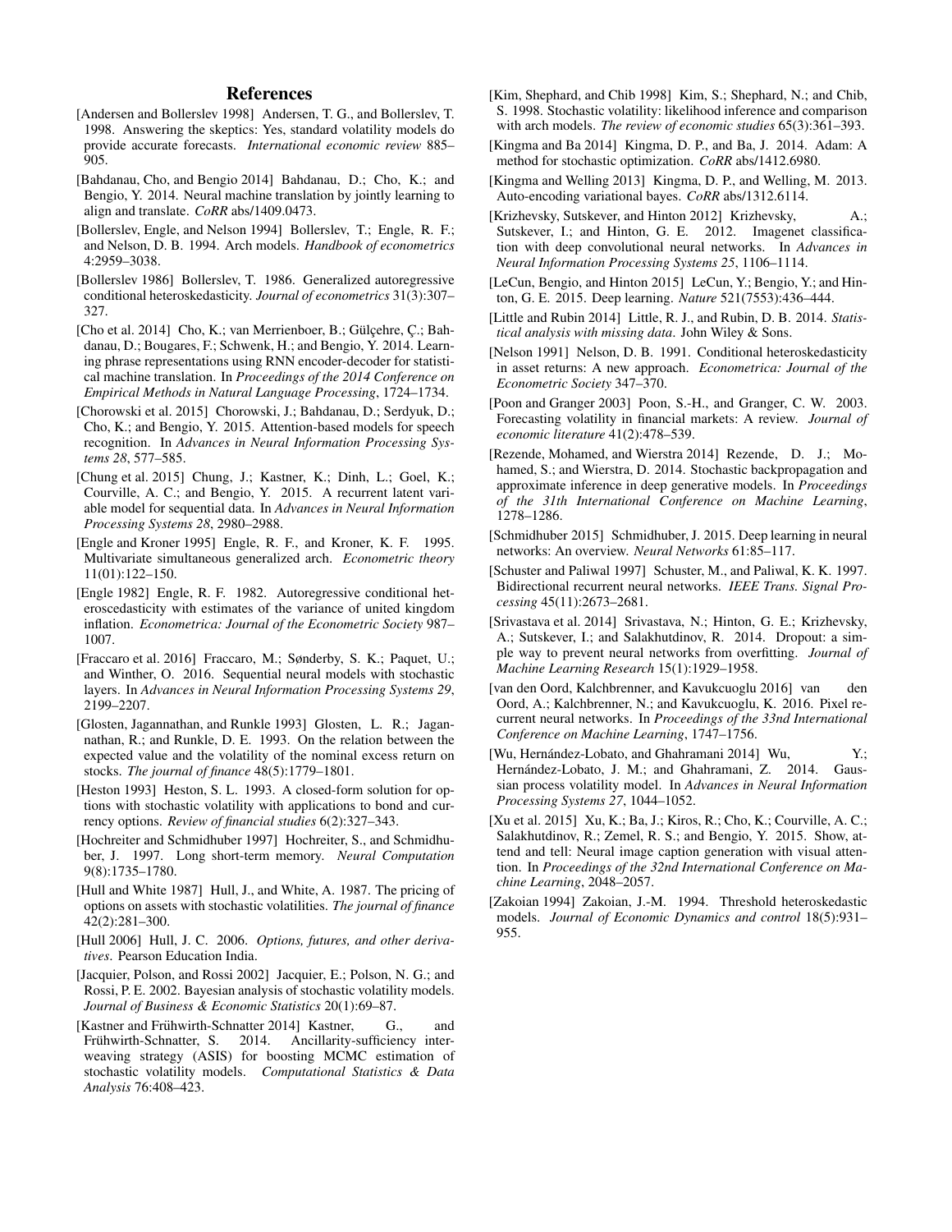## References

[Andersen and Bollerslev 1998] Andersen, T. G., and Bollerslev, T. 1998. Answering the skeptics: Yes, standard volatility models do provide accurate forecasts. *International economic review* 885–905.

[Bahdanau, Cho, and Bengio 2014] Bahdanau, D.; Cho, K.; and Bengio, Y. 2014. Neural machine translation by jointly learning to align and translate. *CoRR* abs/1409.0473.

[Bollerslev, Engle, and Nelson 1994] Bollerslev, T.; Engle, R. F.; and Nelson, D. B. 1994. Arch models. *Handbook of econometrics* 4:2959–3038.

[Bollerslev 1986] Bollerslev, T. 1986. Generalized autoregressive conditional heteroskedasticity. *Journal of econometrics* 31(3):307–327.

[Cho et al. 2014] Cho, K.; van Merrienboer, B.; Gülçehre, Ç.; Bahdanau, D.; Bougares, F.; Schwenk, H.; and Bengio, Y. 2014. Learning phrase representations using RNN encoder-decoder for statistical machine translation. In *Proceedings of the 2014 Conference on Empirical Methods in Natural Language Processing*, 1724–1734.

[Chorowski et al. 2015] Chorowski, J.; Bahdanau, D.; Serdyuk, D.; Cho, K.; and Bengio, Y. 2015. Attention-based models for speech recognition. In *Advances in Neural Information Processing Systems 28*, 577–585.

[Chung et al. 2015] Chung, J.; Kastner, K.; Dinh, L.; Goel, K.; Courville, A. C.; and Bengio, Y. 2015. A recurrent latent variable model for sequential data. In *Advances in Neural Information Processing Systems 28*, 2980–2988.

[Engle and Kroner 1995] Engle, R. F., and Kroner, K. F. 1995. Multivariate simultaneous generalized arch. *Econometric theory* 11(01):122–150.

[Engle 1982] Engle, R. F. 1982. Autoregressive conditional heteroscedasticity with estimates of the variance of united kingdom inflation. *Econometrica: Journal of the Econometric Society* 987–1007.

[Fraccaro et al. 2016] Fraccaro, M.; Sønderby, S. K.; Paquet, U.; and Winther, O. 2016. Sequential neural models with stochastic layers. In *Advances in Neural Information Processing Systems 29*, 2199–2207.

[Glosten, Jagannathan, and Runkle 1993] Glosten, L. R.; Jagannathan, R.; and Runkle, D. E. 1993. On the relation between the expected value and the volatility of the nominal excess return on stocks. *The journal of finance* 48(5):1779–1801.

[Heston 1993] Heston, S. L. 1993. A closed-form solution for options with stochastic volatility with applications to bond and currency options. *Review of financial studies* 6(2):327–343.

[Hochreiter and Schmidhuber 1997] Hochreiter, S., and Schmidhuber, J. 1997. Long short-term memory. *Neural Computation* 9(8):1735–1780.

[Hull and White 1987] Hull, J., and White, A. 1987. The pricing of options on assets with stochastic volatilities. *The journal of finance* 42(2):281–300.

[Hull 2006] Hull, J. C. 2006. *Options, futures, and other derivatives*. Pearson Education India.

[Jacquier, Polson, and Rossi 2002] Jacquier, E.; Polson, N. G.; and Rossi, P. E. 2002. Bayesian analysis of stochastic volatility models. *Journal of Business & Economic Statistics* 20(1):69–87.

[Kastner and Frühwirth-Schnatter 2014] Kastner, G., and Frühwirth-Schnatter, S. 2014. Ancillarity-sufficiency interweaving strategy (ASIS) for boosting MCMC estimation of stochastic volatility models. *Computational Statistics & Data Analysis* 76:408–423.

[Kim, Shephard, and Chib 1998] Kim, S.; Shephard, N.; and Chib, S. 1998. Stochastic volatility: likelihood inference and comparison with arch models. *The review of economic studies* 65(3):361–393.

[Kingma and Ba 2014] Kingma, D. P., and Ba, J. 2014. Adam: A method for stochastic optimization. *CoRR* abs/1412.6980.

[Kingma and Welling 2013] Kingma, D. P., and Welling, M. 2013. Auto-encoding variational bayes. *CoRR* abs/1312.6114.

[Krizhevsky, Sutskever, and Hinton 2012] Krizhevsky, A.; Sutskever, I.; and Hinton, G. E. 2012. Imagenet classification with deep convolutional neural networks. In *Advances in Neural Information Processing Systems 25*, 1106–1114.

[LeCun, Bengio, and Hinton 2015] LeCun, Y.; Bengio, Y.; and Hinton, G. E. 2015. Deep learning. *Nature* 521(7553):436–444.

[Little and Rubin 2014] Little, R. J., and Rubin, D. B. 2014. *Statistical analysis with missing data*. John Wiley & Sons.

[Nelson 1991] Nelson, D. B. 1991. Conditional heteroskedasticity in asset returns: A new approach. *Econometrica: Journal of the Econometric Society* 347–370.

[Poon and Granger 2003] Poon, S.-H., and Granger, C. W. 2003. Forecasting volatility in financial markets: A review. *Journal of economic literature* 41(2):478–539.

[Rezende, Mohamed, and Wierstra 2014] Rezende, D. J.; Mohamed, S.; and Wierstra, D. 2014. Stochastic backpropagation and approximate inference in deep generative models. In *Proceedings of the 31th International Conference on Machine Learning*, 1278–1286.

[Schmidhuber 2015] Schmidhuber, J. 2015. Deep learning in neural networks: An overview. *Neural Networks* 61:85–117.

[Schuster and Paliwal 1997] Schuster, M., and Paliwal, K. K. 1997. Bidirectional recurrent neural networks. *IEEE Trans. Signal Processing* 45(11):2673–2681.

[Srivastava et al. 2014] Srivastava, N.; Hinton, G. E.; Krizhevsky, A.; Sutskever, I.; and Salakhutdinov, R. 2014. Dropout: a simple way to prevent neural networks from overfitting. *Journal of Machine Learning Research* 15(1):1929–1958.

[van den Oord, Kalchbrenner, and Kavukcuoglu 2016] van den Oord, A.; Kalchbrenner, N.; and Kavukcuoglu, K. 2016. Pixel recurrent neural networks. In *Proceedings of the 33nd International Conference on Machine Learning*, 1747–1756.

[Wu, Hernández-Lobato, and Ghahramani 2014] Wu, Y.; Hernández-Lobato, J. M.; and Ghahramani, Z. 2014. Gaussian process volatility model. In *Advances in Neural Information Processing Systems 27*, 1044–1052.

[Xu et al. 2015] Xu, K.; Ba, J.; Kiros, R.; Cho, K.; Courville, A. C.; Salakhutdinov, R.; Zemel, R. S.; and Bengio, Y. 2015. Show, attend and tell: Neural image caption generation with visual attention. In *Proceedings of the 32nd International Conference on Machine Learning*, 2048–2057.

[Zakoian 1994] Zakoian, J.-M. 1994. Threshold heteroskedastic models. *Journal of Economic Dynamics and control* 18(5):931–955.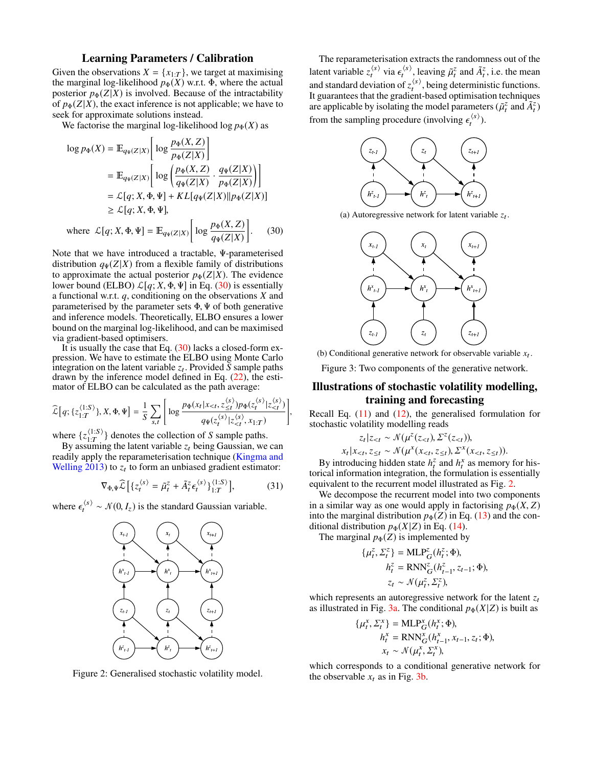## Learning Parameters / Calibration

Given the observations $X = \{x_{1:T}\}$, we target at maximising the marginal log-likelihood $p_\Phi(X)$ w.r.t. $\Phi$, where the actual posterior $p_\Phi(Z|X)$ is involved. Because of the intractability of $p_\Phi(Z|X)$, the exact inference is not applicable; we have to seek for approximate solutions instead.

We factorise the marginal log-likelihood $\log p_\Phi(X)$ as

$$
\begin{aligned}
\log p_\Phi(X) &= \mathbb{E}_{q_\Psi(Z|X)}\left[\log \frac{p_\Phi(X,Z)}{p_\Phi(Z|X)}\right] \\
&= \mathbb{E}_{q_\Psi(Z|X)}\left[\log\left(\frac{p_\Phi(X,Z)}{q_\Psi(Z|X)} \cdot \frac{q_\Psi(Z|X)}{p_\Phi(Z|X)}\right)\right] \\
&= \mathcal{L}[q; X, \Phi, \Psi] + KL[q_\Psi(Z|X) \| p_\Phi(Z|X)] \\
&\geq \mathcal{L}[q; X, \Phi, \Psi],
\end{aligned}
$$

$$
\text{where } \mathcal{L}[q; X, \Phi, \Psi] = \mathbb{E}_{q_\Psi(Z|X)}\left[\log \frac{p_\Phi(X,Z)}{q_\Psi(Z|X)}\right]. \tag{30}
$$

Note that we have introduced a tractable, $\Psi$-parameterised distribution $q_\Psi(Z|X)$ from a flexible family of distributions to approximate the actual posterior $p_\Phi(Z|X)$. The evidence lower bound (ELBO) $\mathcal{L}[q; X, \Phi, \Psi]$ in Eq. (30) is essentially a functional w.r.t. $q$, conditioning on the observations $X$ and parameterised by the parameter sets $\Phi, \Psi$ of both generative and inference models. Theoretically, ELBO ensures a lower bound on the marginal log-likelihood, and can be maximised via gradient-based optimisers.

It is usually the case that Eq. (30) lacks a closed-form expression. We have to estimate the ELBO using Monte Carlo integration on the latent variable $z_t$. Provided $S$ sample paths drawn by the inference model defined in Eq. (22), the estimator of ELBO can be calculated as the path average:

$$
\widehat{\mathcal{L}}\left[q; \{z_{1:T}^{\langle 1:S \rangle}\}, X, \Phi, \Psi\right] = \frac{1}{S}\sum_{s,t}\left[\log \frac{p_\Phi(x_t|x_{<t}, z_{\leq t}^{\langle s \rangle}) p_\Phi(z_t^{\langle s \rangle}|z_{<t}^{\langle s \rangle})}{q_\Psi(z_t^{\langle s \rangle}|z_{<t}^{\langle s \rangle}, x_{1:T})}\right],
$$

where $\{z_{1:T}^{\langle 1:S \rangle}\}$ denotes the collection of $S$ sample paths.

By assuming the latent variable $z_t$ being Gaussian, we can readily apply the reparameterisation technique (Kingma and Welling 2013) to $z_t$ to form an unbiased gradient estimator:

$$
\nabla_{\Phi,\Psi}\widehat{\mathcal{L}}\left[\{z_t^{\langle s \rangle} = \tilde{\mu}_t^z + \tilde{A}_t^z \epsilon_t^{\langle s \rangle}\}_{1:T}^{\langle 1:S \rangle}\right], \tag{31}
$$

where $\epsilon_t^{\langle s \rangle} \sim \mathcal{N}(0, I_z)$ is the standard Gaussian variable.

Figure 2: Generalised stochastic volatility model.

The reparameterisation extracts the randomness out of the latent variable $z_t^{\langle s \rangle}$ via $\epsilon_t^{\langle s \rangle}$, leaving $\tilde{\mu}_t^z$ and $\tilde{A}_t^z$, i.e. the mean and standard deviation of $z_t^{\langle s \rangle}$, being deterministic functions. It guarantees that the gradient-based optimisation techniques are applicable by isolating the model parameters ($\tilde{\mu}_t^z$ and $\tilde{A}_t^z$) from the sampling procedure (involving $\epsilon_t^{\langle s \rangle}$).

(a) Autoregressive network for latent variable $z_t$.

(b) Conditional generative network for observable variable $x_t$.

Figure 3: Two components of the generative network.

## Illustrations of stochastic volatility modelling, training and forecasting

Recall Eq. (11) and (12), the generalised formulation for stochastic volatility modelling reads

$$
\begin{aligned}
z_t | z_{<t} &\sim \mathcal{N}(\mu^z(z_{<t}), \Sigma^z(z_{<t})), \\
x_t | x_{<t}, z_{\leq t} &\sim \mathcal{N}(\mu^x(x_{<t}, z_{\leq t}), \Sigma^x(x_{<t}, z_{\leq t})).
\end{aligned}
$$

By introducing hidden state $h_t^z$ and $h_t^x$ as memory for historical information integration, the formulation is essentially equivalent to the recurrent model illustrated as Fig. 2.

We decompose the recurrent model into two components in a similar way as one would apply in factorising $p_\Phi(X, Z)$ into the marginal distribution $p_\Phi(Z)$ in Eq. (13) and the conditional distribution $p_\Phi(X|Z)$ in Eq. (14).

The marginal $p_\Phi(Z)$ is implemented by

$$
\begin{aligned}
\{\mu_t^z, \Sigma_t^z\} &= \text{MLP}_G^z(h_t^z; \Phi), \\
h_t^z &= \text{RNN}_G^z(h_{t-1}^z, z_{t-1}; \Phi), \\
z_t &\sim \mathcal{N}(\mu_t^z, \Sigma_t^z),
\end{aligned}
$$

which represents an autoregressive network for the latent $z_t$ as illustrated in Fig. 3a. The conditional $p_\Phi(X|Z)$ is built as

$$
\begin{aligned}
\{\mu_t^x, \Sigma_t^x\} &= \text{MLP}_G^x(h_t^x; \Phi), \\
h_t^x &= \text{RNN}_G^x(h_{t-1}^x, x_{t-1}, z_t; \Phi), \\
x_t &\sim \mathcal{N}(\mu_t^x, \Sigma_t^x),
\end{aligned}
$$

which corresponds to a conditional generative network for the observable $x_t$ as in Fig. 3b.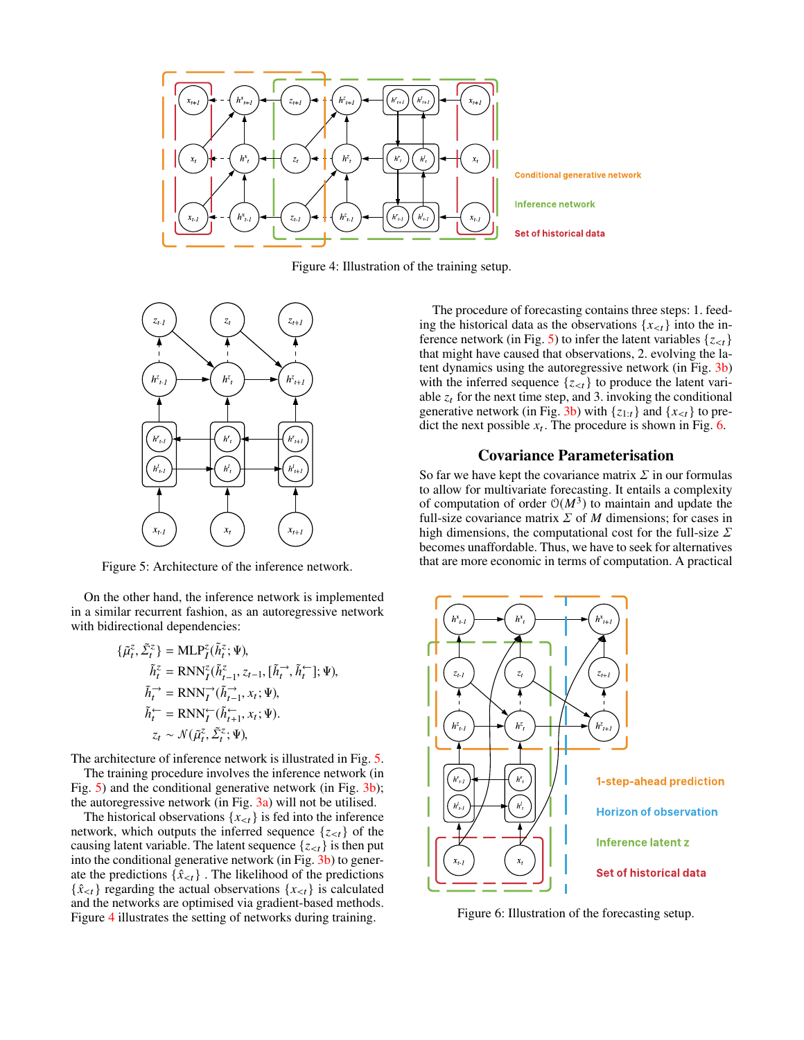Figure 4: Illustration of the training setup.

Figure 5: Architecture of the inference network.

On the other hand, the inference network is implemented in a similar recurrent fashion, as an autoregressive network with bidirectional dependencies:

$$
\begin{aligned}
\{\tilde{\mu}_t^z, \tilde{\Sigma}_t^z\} &= \mathrm{MLP}_I^z(\tilde{h}_t^z; \Psi), \\
\tilde{h}_t^z &= \mathrm{RNN}_I^z(\tilde{h}_{t-1}^z, z_{t-1}, [\tilde{h}_t^{\rightarrow}, \tilde{h}_t^{\leftarrow}]; \Psi), \\
\tilde{h}_t^{\rightarrow} &= \mathrm{RNN}_I^{\rightarrow}(\tilde{h}_{t-1}^{\rightarrow}, x_t; \Psi), \\
\tilde{h}_t^{\leftarrow} &= \mathrm{RNN}_I^{\leftarrow}(\tilde{h}_{t+1}^{\leftarrow}, x_t; \Psi). \\
z_t &\sim \mathcal{N}(\tilde{\mu}_t^z, \tilde{\Sigma}_t^z; \Psi),
\end{aligned}
$$

The architecture of inference network is illustrated in Fig. 5.

The training procedure involves the inference network (in Fig. 5) and the conditional generative network (in Fig. 3b); the autoregressive network (in Fig. 3a) will not be utilised.

The historical observations $\{x_{<t}\}$ is fed into the inference network, which outputs the inferred sequence $\{z_{<t}\}$ of the causing latent variable. The latent sequence $\{z_{<t}\}$ is then put into the conditional generative network (in Fig. 3b) to generate the predictions $\{\hat{x}_{<t}\}$ . The likelihood of the predictions $\{\hat{x}_{<t}\}$ regarding the actual observations $\{x_{<t}\}$ is calculated and the networks are optimised via gradient-based methods. Figure 4 illustrates the setting of networks during training.

The procedure of forecasting contains three steps: 1. feeding the historical data as the observations $\{x_{<t}\}$ into the inference network (in Fig. 5) to infer the latent variables $\{z_{<t}\}$ that might have caused that observations, 2. evolving the latent dynamics using the autoregressive network (in Fig. 3b) with the inferred sequence $\{z_{<t}\}$ to produce the latent variable $z_t$ for the next time step, and 3. invoking the conditional generative network (in Fig. 3b) with $\{z_{1:t}\}$ and $\{x_{<t}\}$ to predict the next possible $x_t$. The procedure is shown in Fig. 6.

## Covariance Parameterisation

So far we have kept the covariance matrix $\Sigma$ in our formulas to allow for multivariate forecasting. It entails a complexity of computation of order $\mathcal{O}(M^3)$ to maintain and update the full-size covariance matrix $\Sigma$ of $M$ dimensions; for cases in high dimensions, the computational cost for the full-size $\Sigma$ becomes unaffordable. Thus, we have to seek for alternatives that are more economic in terms of computation. A practical

Figure 6: Illustration of the forecasting setup.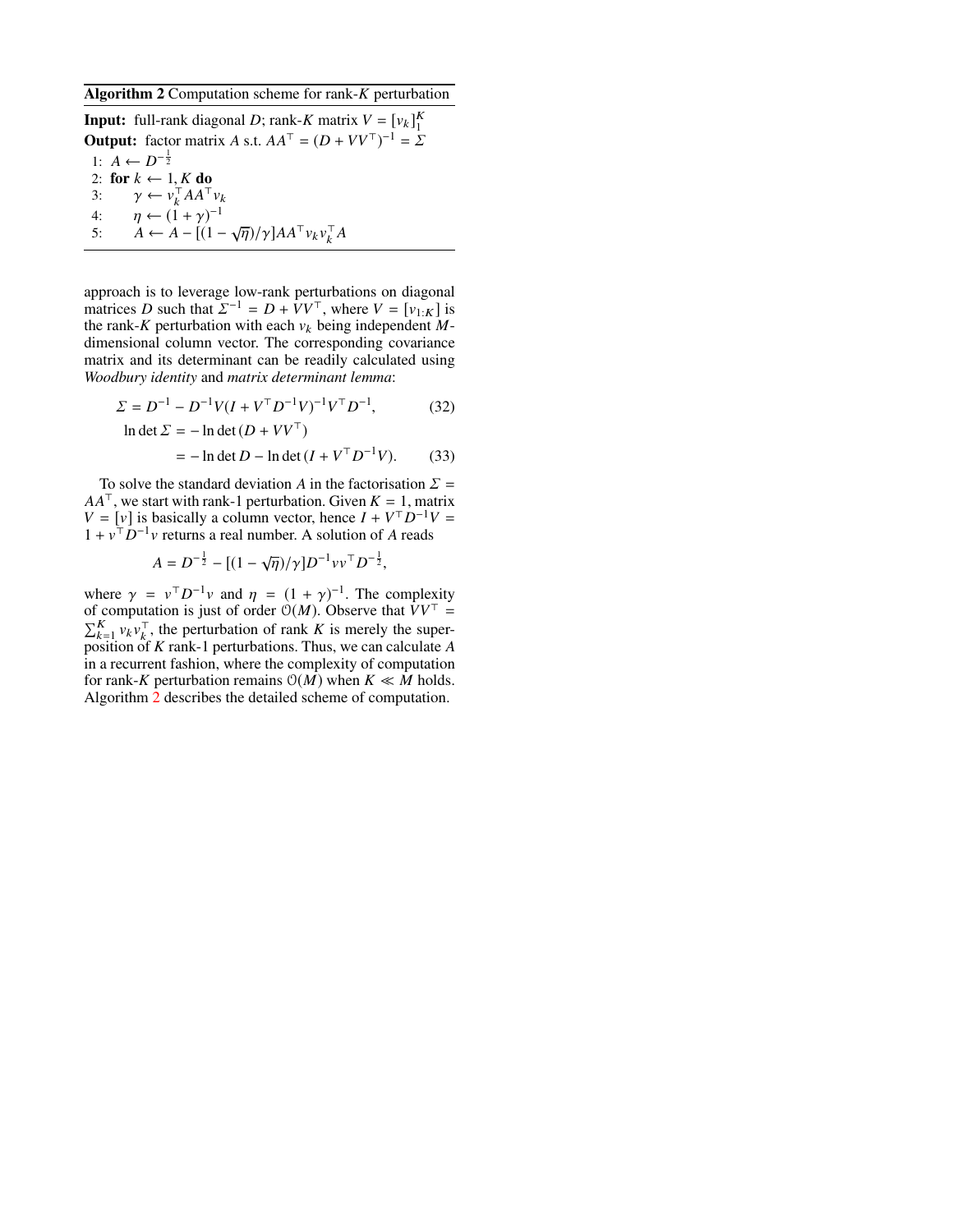**Algorithm 2** Computation scheme for rank-$K$ perturbation

**Input:** full-rank diagonal $D$; rank-$K$ matrix $V = [v_k]_1^K$
**Output:** factor matrix $A$ s.t. $AA^\top = (D + VV^\top)^{-1} = \Sigma$

1: $A \leftarrow D^{-\frac{1}{2}}$
2: **for** $k \leftarrow 1, K$ **do**
3: $\quad \gamma \leftarrow v_k^\top AA^\top v_k$
4: $\quad \eta \leftarrow (1 + \gamma)^{-1}$
5: $\quad A \leftarrow A - [(1 - \sqrt{\eta})/\gamma]AA^\top v_k v_k^\top A$

approach is to leverage low-rank perturbations on diagonal matrices $D$ such that $\Sigma^{-1} = D + VV^\top$, where $V = [v_{1:K}]$ is the rank-$K$ perturbation with each $v_k$ being independent $M$-dimensional column vector. The corresponding covariance matrix and its determinant can be readily calculated using *Woodbury identity* and *matrix determinant lemma*:

$$\Sigma = D^{-1} - D^{-1}V(I + V^\top D^{-1}V)^{-1}V^\top D^{-1}, \tag{32}$$

$$\begin{aligned} \ln\det\Sigma &= -\ln\det(D + VV^\top) \\ &= -\ln\det D - \ln\det(I + V^\top D^{-1}V). \end{aligned} \tag{33}$$

To solve the standard deviation $A$ in the factorisation $\Sigma = AA^\top$, we start with rank-1 perturbation. Given $K = 1$, matrix $V = [v]$ is basically a column vector, hence $I + V^\top D^{-1}V = 1 + v^\top D^{-1}v$ returns a real number. A solution of $A$ reads

$$A = D^{-\frac{1}{2}} - [(1 - \sqrt{\eta})/\gamma]D^{-1}vv^\top D^{-\frac{1}{2}},$$

where $\gamma = v^\top D^{-1}v$ and $\eta = (1 + \gamma)^{-1}$. The complexity of computation is just of order $\mathcal{O}(M)$. Observe that $VV^\top = \sum_{k=1}^K v_k v_k^\top$, the perturbation of rank $K$ is merely the superposition of $K$ rank-1 perturbations. Thus, we can calculate $A$ in a recurrent fashion, where the complexity of computation for rank-$K$ perturbation remains $\mathcal{O}(M)$ when $K \ll M$ holds. Algorithm 2 describes the detailed scheme of computation.